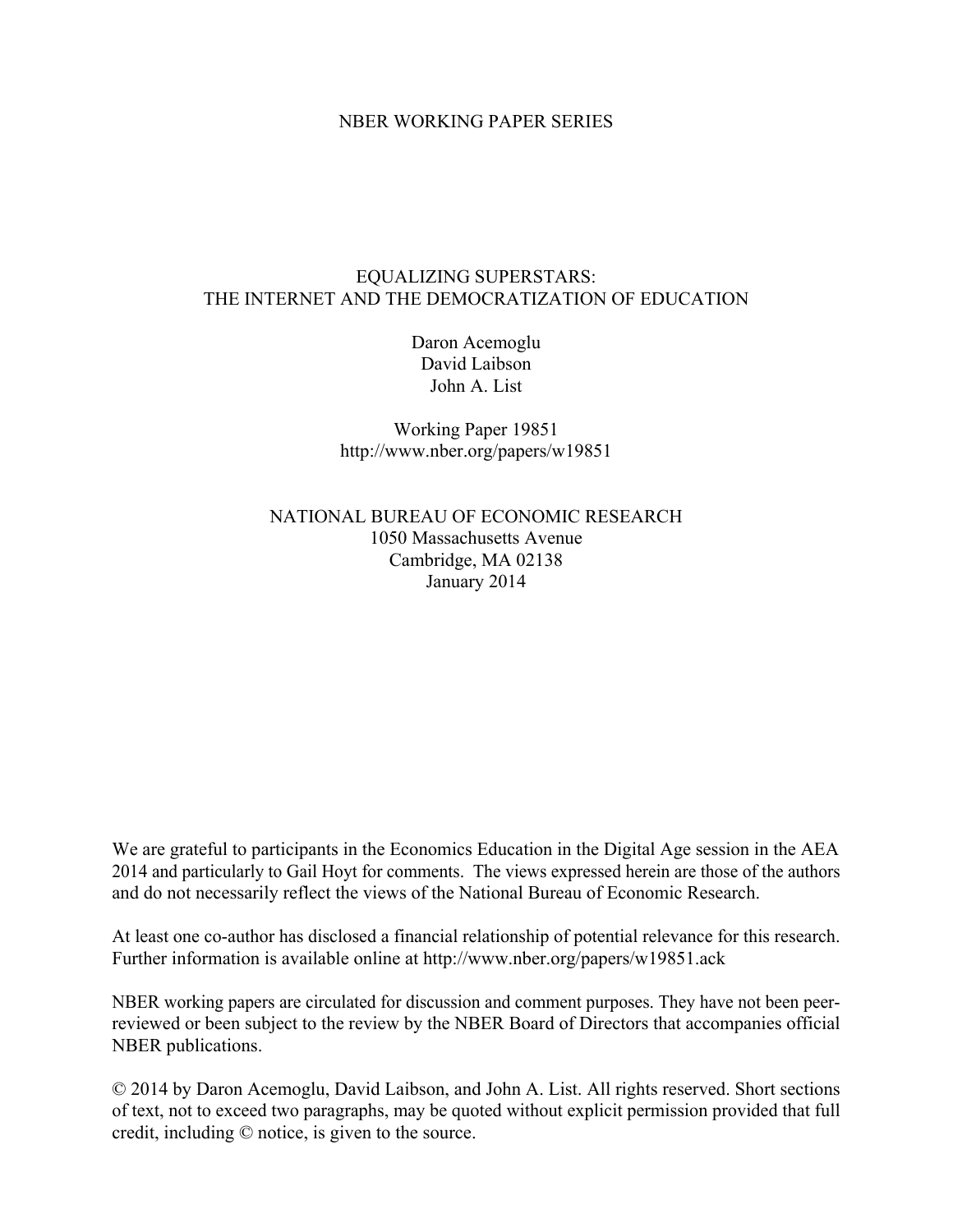NBER WORKING PAPER SERIES

# EQUALIZING SUPERSTARS:
# THE INTERNET AND THE DEMOCRATIZATION OF EDUCATION

Daron Acemoglu
David Laibson
John A. List

Working Paper 19851
http://www.nber.org/papers/w19851

NATIONAL BUREAU OF ECONOMIC RESEARCH
1050 Massachusetts Avenue
Cambridge, MA 02138
January 2014

We are grateful to participants in the Economics Education in the Digital Age session in the AEA 2014 and particularly to Gail Hoyt for comments. The views expressed herein are those of the authors and do not necessarily reflect the views of the National Bureau of Economic Research.

At least one co-author has disclosed a financial relationship of potential relevance for this research. Further information is available online at http://www.nber.org/papers/w19851.ack

NBER working papers are circulated for discussion and comment purposes. They have not been peer-reviewed or been subject to the review by the NBER Board of Directors that accompanies official NBER publications.

© 2014 by Daron Acemoglu, David Laibson, and John A. List. All rights reserved. Short sections of text, not to exceed two paragraphs, may be quoted without explicit permission provided that full credit, including © notice, is given to the source.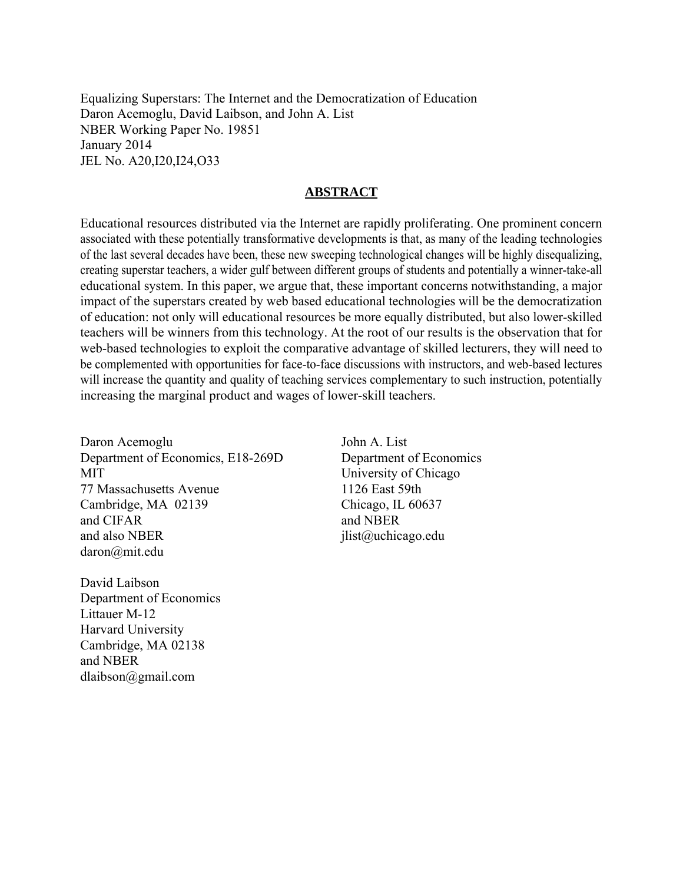Equalizing Superstars: The Internet and the Democratization of Education
Daron Acemoglu, David Laibson, and John A. List
NBER Working Paper No. 19851
January 2014
JEL No. A20,I20,I24,O33

## ABSTRACT

Educational resources distributed via the Internet are rapidly proliferating. One prominent concern associated with these potentially transformative developments is that, as many of the leading technologies of the last several decades have been, these new sweeping technological changes will be highly disequalizing, creating superstar teachers, a wider gulf between different groups of students and potentially a winner-take-all educational system. In this paper, we argue that, these important concerns notwithstanding, a major impact of the superstars created by web based educational technologies will be the democratization of education: not only will educational resources be more equally distributed, but also lower-skilled teachers will be winners from this technology. At the root of our results is the observation that for web-based technologies to exploit the comparative advantage of skilled lecturers, they will need to be complemented with opportunities for face-to-face discussions with instructors, and web-based lectures will increase the quantity and quality of teaching services complementary to such instruction, potentially increasing the marginal product and wages of lower-skill teachers.

Daron Acemoglu
Department of Economics, E18-269D
MIT
77 Massachusetts Avenue
Cambridge, MA 02139
and CIFAR
and also NBER
daron@mit.edu

David Laibson
Department of Economics
Littauer M-12
Harvard University
Cambridge, MA 02138
and NBER
dlaibson@gmail.com

John A. List
Department of Economics
University of Chicago
1126 East 59th
Chicago, IL 60637
and NBER
jlist@uchicago.edu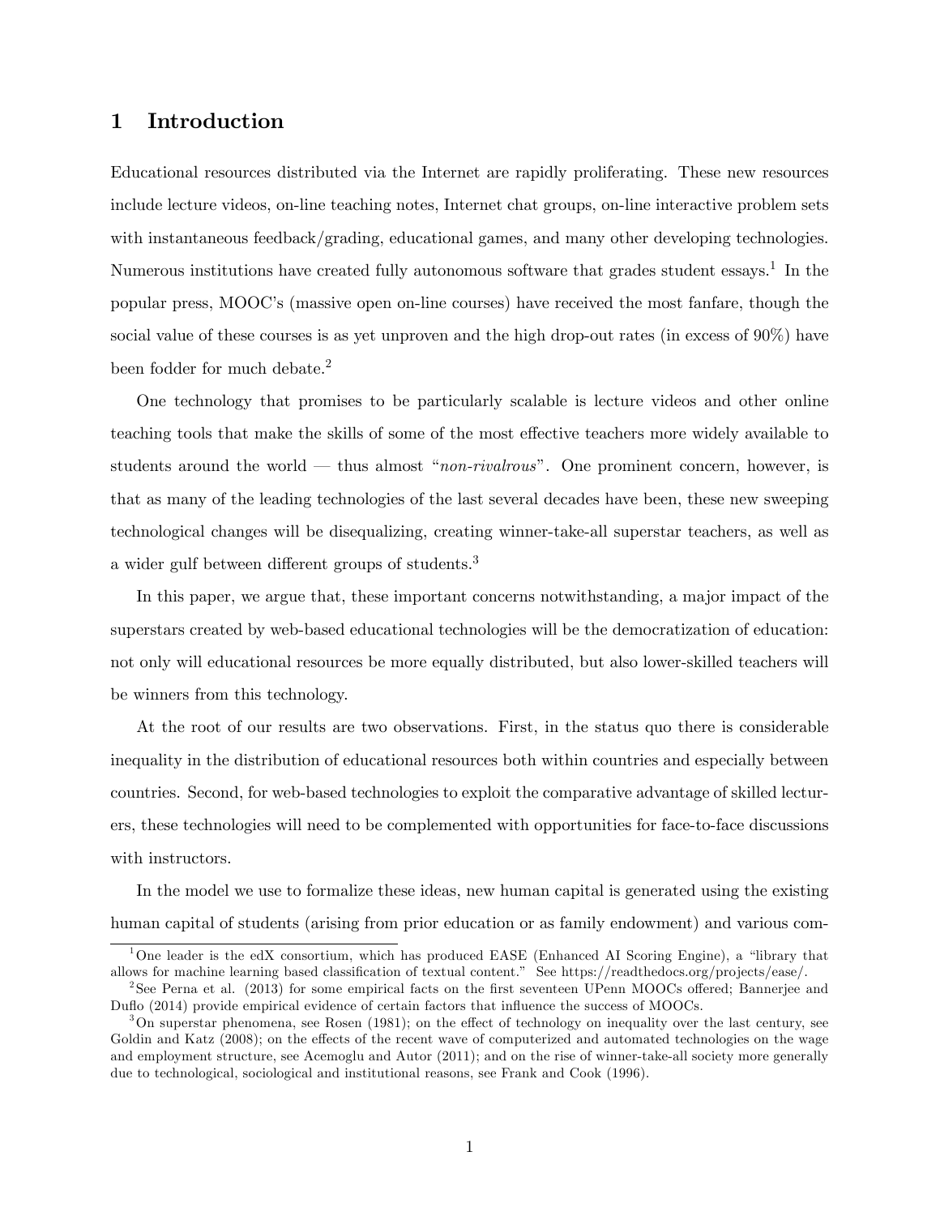# 1 Introduction

Educational resources distributed via the Internet are rapidly proliferating. These new resources include lecture videos, on-line teaching notes, Internet chat groups, on-line interactive problem sets with instantaneous feedback/grading, educational games, and many other developing technologies. Numerous institutions have created fully autonomous software that grades student essays.[1] In the popular press, MOOC's (massive open on-line courses) have received the most fanfare, though the social value of these courses is as yet unproven and the high drop-out rates (in excess of 90%) have been fodder for much debate.[2]

One technology that promises to be particularly scalable is lecture videos and other online teaching tools that make the skills of some of the most effective teachers more widely available to students around the world — thus almost "*non-rivalrous*". One prominent concern, however, is that as many of the leading technologies of the last several decades have been, these new sweeping technological changes will be disequalizing, creating winner-take-all superstar teachers, as well as a wider gulf between different groups of students.[3]

In this paper, we argue that, these important concerns notwithstanding, a major impact of the superstars created by web-based educational technologies will be the democratization of education: not only will educational resources be more equally distributed, but also lower-skilled teachers will be winners from this technology.

At the root of our results are two observations. First, in the status quo there is considerable inequality in the distribution of educational resources both within countries and especially between countries. Second, for web-based technologies to exploit the comparative advantage of skilled lecturers, these technologies will need to be complemented with opportunities for face-to-face discussions with instructors.

In the model we use to formalize these ideas, new human capital is generated using the existing human capital of students (arising from prior education or as family endowment) and various com-

---

[1] One leader is the edX consortium, which has produced EASE (Enhanced AI Scoring Engine), a "library that allows for machine learning based classification of textual content." See https://readthedocs.org/projects/ease/.

[2] See Perna et al. (2013) for some empirical facts on the first seventeen UPenn MOOCs offered; Bannerjee and Duflo (2014) provide empirical evidence of certain factors that influence the success of MOOCs.

[3] On superstar phenomena, see Rosen (1981); on the effect of technology on inequality over the last century, see Goldin and Katz (2008); on the effects of the recent wave of computerized and automated technologies on the wage and employment structure, see Acemoglu and Autor (2011); and on the rise of winner-take-all society more generally due to technological, sociological and institutional reasons, see Frank and Cook (1996).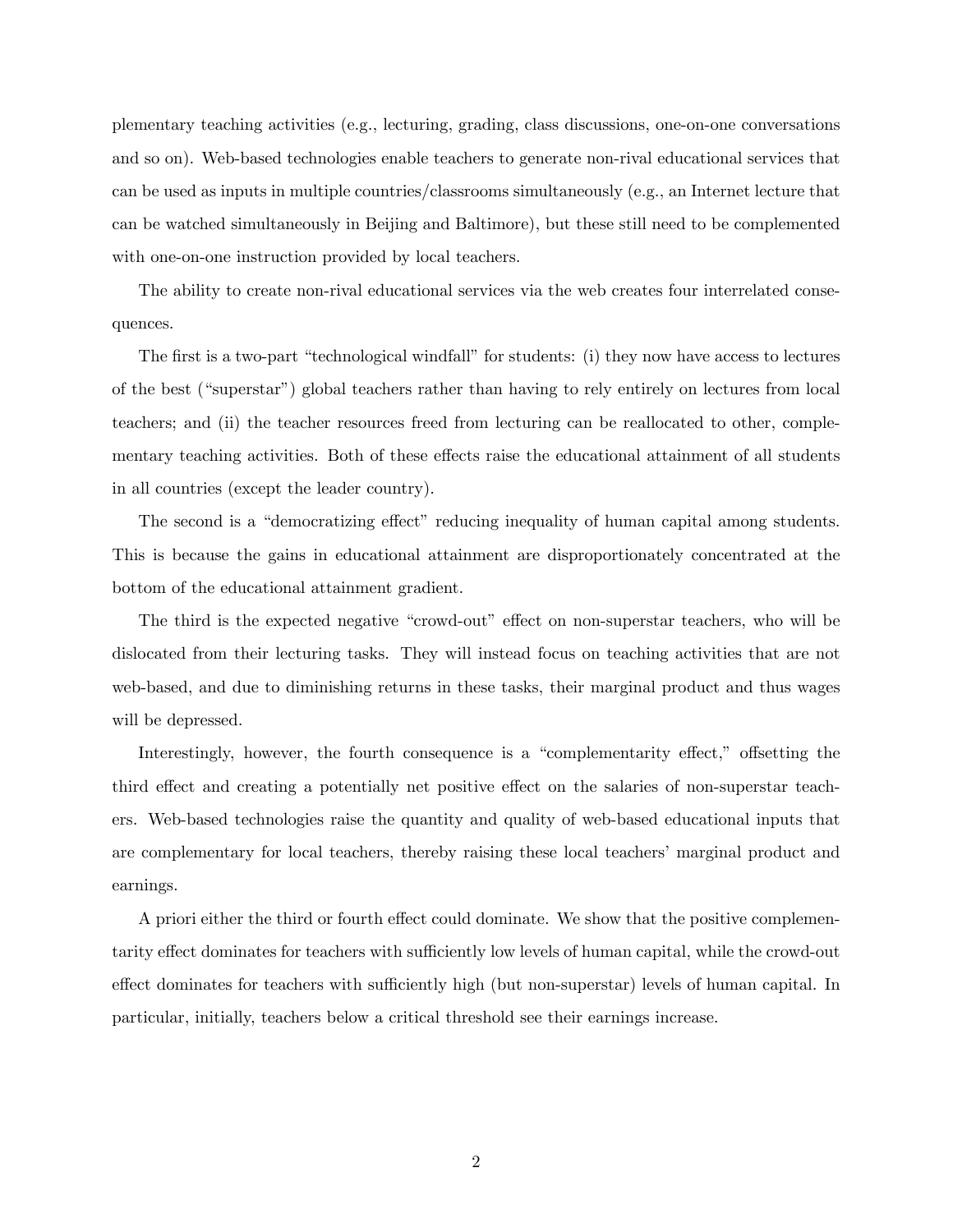plementary teaching activities (e.g., lecturing, grading, class discussions, one-on-one conversations and so on). Web-based technologies enable teachers to generate non-rival educational services that can be used as inputs in multiple countries/classrooms simultaneously (e.g., an Internet lecture that can be watched simultaneously in Beijing and Baltimore), but these still need to be complemented with one-on-one instruction provided by local teachers.

The ability to create non-rival educational services via the web creates four interrelated consequences.

The first is a two-part "technological windfall" for students: (i) they now have access to lectures of the best ("superstar") global teachers rather than having to rely entirely on lectures from local teachers; and (ii) the teacher resources freed from lecturing can be reallocated to other, complementary teaching activities. Both of these effects raise the educational attainment of all students in all countries (except the leader country).

The second is a "democratizing effect" reducing inequality of human capital among students. This is because the gains in educational attainment are disproportionately concentrated at the bottom of the educational attainment gradient.

The third is the expected negative "crowd-out" effect on non-superstar teachers, who will be dislocated from their lecturing tasks. They will instead focus on teaching activities that are not web-based, and due to diminishing returns in these tasks, their marginal product and thus wages will be depressed.

Interestingly, however, the fourth consequence is a "complementarity effect," offsetting the third effect and creating a potentially net positive effect on the salaries of non-superstar teachers. Web-based technologies raise the quantity and quality of web-based educational inputs that are complementary for local teachers, thereby raising these local teachers' marginal product and earnings.

A priori either the third or fourth effect could dominate. We show that the positive complementarity effect dominates for teachers with sufficiently low levels of human capital, while the crowd-out effect dominates for teachers with sufficiently high (but non-superstar) levels of human capital. In particular, initially, teachers below a critical threshold see their earnings increase.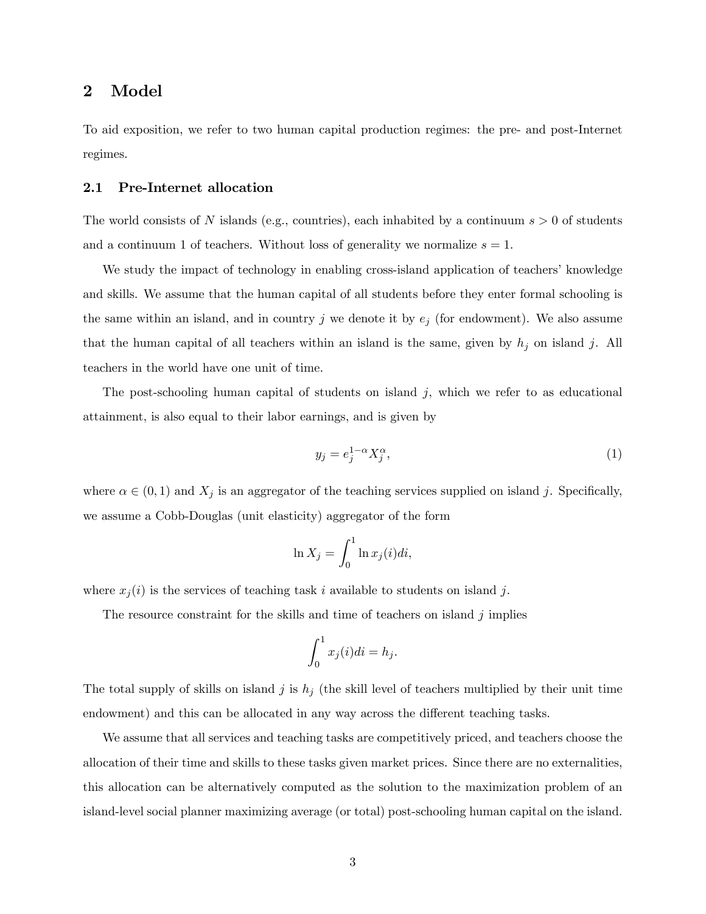## 2 Model

To aid exposition, we refer to two human capital production regimes: the pre- and post-Internet regimes.

### 2.1 Pre-Internet allocation

The world consists of $N$ islands (e.g., countries), each inhabited by a continuum $s > 0$ of students and a continuum 1 of teachers. Without loss of generality we normalize $s = 1$.

We study the impact of technology in enabling cross-island application of teachers' knowledge and skills. We assume that the human capital of all students before they enter formal schooling is the same within an island, and in country $j$ we denote it by $e_j$ (for endowment). We also assume that the human capital of all teachers within an island is the same, given by $h_j$ on island $j$. All teachers in the world have one unit of time.

The post-schooling human capital of students on island $j$, which we refer to as educational attainment, is also equal to their labor earnings, and is given by

$$y_j = e_j^{1-\alpha} X_j^{\alpha}, \tag{1}$$

where $\alpha \in (0, 1)$ and $X_j$ is an aggregator of the teaching services supplied on island $j$. Specifically, we assume a Cobb-Douglas (unit elasticity) aggregator of the form

$$\ln X_j = \int_0^1 \ln x_j(i) di,$$

where $x_j(i)$ is the services of teaching task $i$ available to students on island $j$.

The resource constraint for the skills and time of teachers on island $j$ implies

$$\int_0^1 x_j(i) di = h_j.$$

The total supply of skills on island $j$ is $h_j$ (the skill level of teachers multiplied by their unit time endowment) and this can be allocated in any way across the different teaching tasks.

We assume that all services and teaching tasks are competitively priced, and teachers choose the allocation of their time and skills to these tasks given market prices. Since there are no externalities, this allocation can be alternatively computed as the solution to the maximization problem of an island-level social planner maximizing average (or total) post-schooling human capital on the island.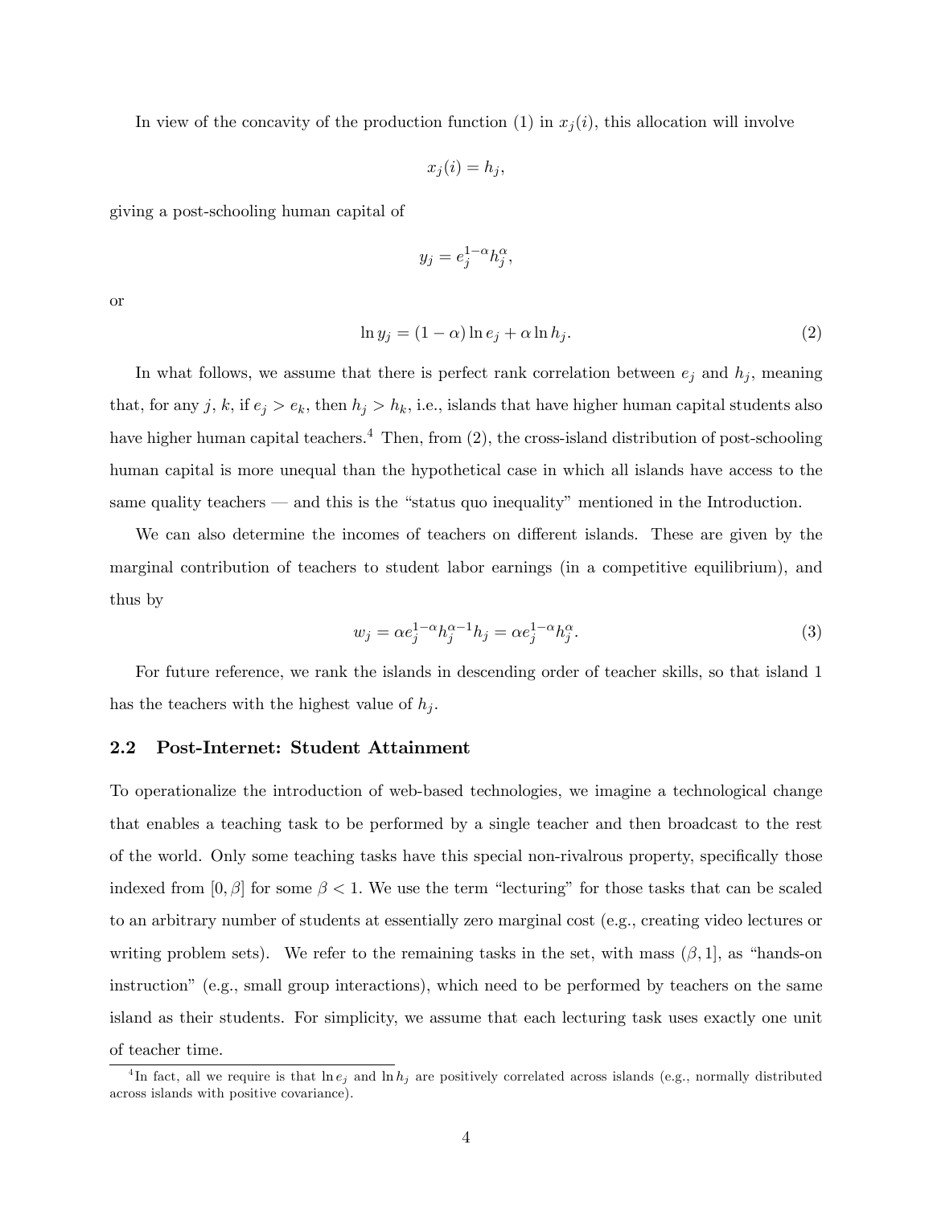In view of the concavity of the production function (1) in $x_j(i)$, this allocation will involve

$$x_j(i) = h_j,$$

giving a post-schooling human capital of

$$y_j = e_j^{1-\alpha} h_j^{\alpha},$$

or

$$\ln y_j = (1 - \alpha) \ln e_j + \alpha \ln h_j. \tag{2}$$

In what follows, we assume that there is perfect rank correlation between $e_j$ and $h_j$, meaning that, for any $j$, $k$, if $e_j > e_k$, then $h_j > h_k$, i.e., islands that have higher human capital students also have higher human capital teachers.[4] Then, from (2), the cross-island distribution of post-schooling human capital is more unequal than the hypothetical case in which all islands have access to the same quality teachers — and this is the "status quo inequality" mentioned in the Introduction.

We can also determine the incomes of teachers on different islands. These are given by the marginal contribution of teachers to student labor earnings (in a competitive equilibrium), and thus by

$$w_j = \alpha e_j^{1-\alpha} h_j^{\alpha-1} h_j = \alpha e_j^{1-\alpha} h_j^{\alpha}. \tag{3}$$

For future reference, we rank the islands in descending order of teacher skills, so that island 1 has the teachers with the highest value of $h_j$.

### 2.2 Post-Internet: Student Attainment

To operationalize the introduction of web-based technologies, we imagine a technological change that enables a teaching task to be performed by a single teacher and then broadcast to the rest of the world. Only some teaching tasks have this special non-rivalrous property, specifically those indexed from $[0, \beta]$ for some $\beta < 1$. We use the term "lecturing" for those tasks that can be scaled to an arbitrary number of students at essentially zero marginal cost (e.g., creating video lectures or writing problem sets). We refer to the remaining tasks in the set, with mass $(\beta, 1]$, as "hands-on instruction" (e.g., small group interactions), which need to be performed by teachers on the same island as their students. For simplicity, we assume that each lecturing task uses exactly one unit of teacher time.

[4] In fact, all we require is that $\ln e_j$ and $\ln h_j$ are positively correlated across islands (e.g., normally distributed across islands with positive covariance).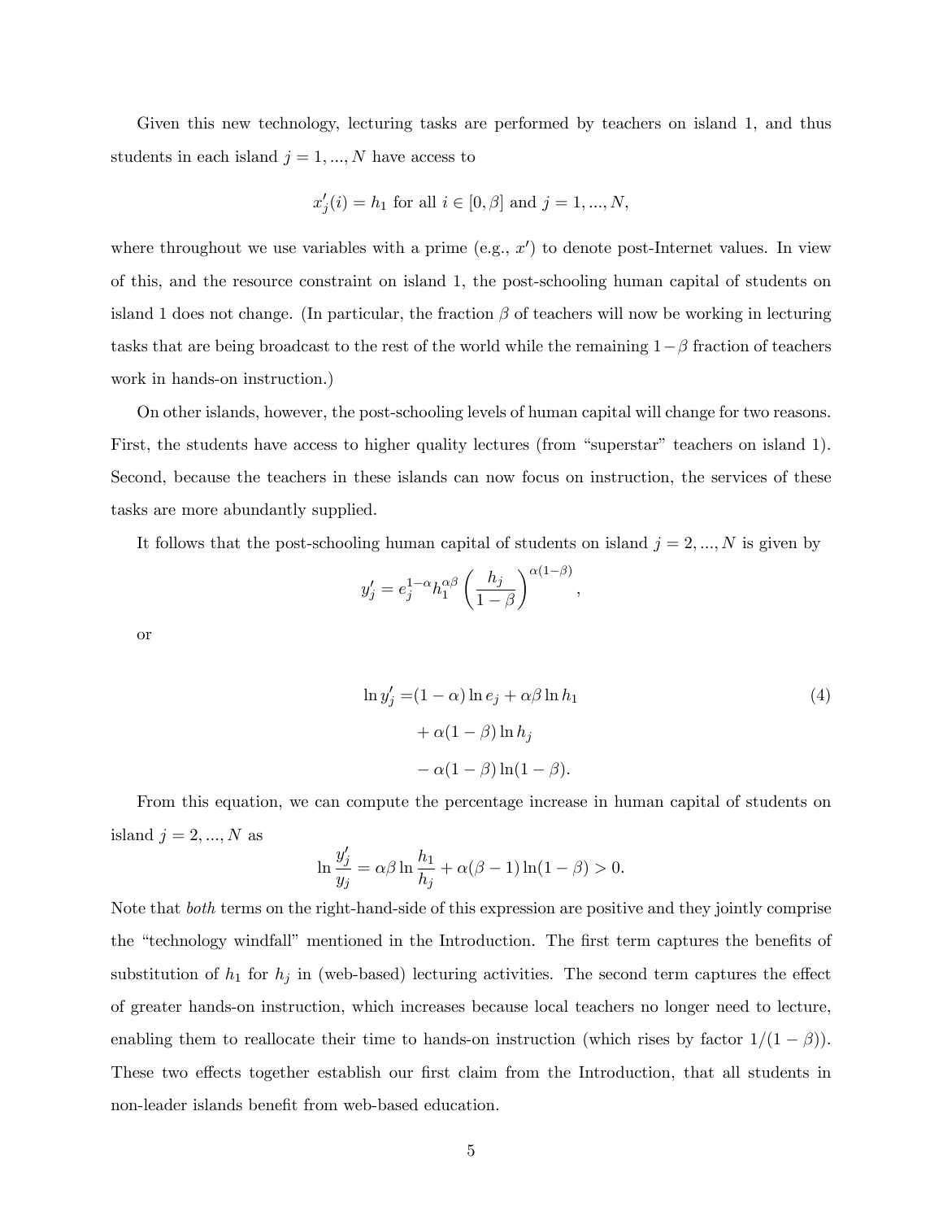Given this new technology, lecturing tasks are performed by teachers on island 1, and thus students in each island $j = 1, ..., N$ have access to

$$x'_j(i) = h_1 \text{ for all } i \in [0, \beta] \text{ and } j = 1, ..., N,$$

where throughout we use variables with a prime (e.g., $x'$) to denote post-Internet values. In view of this, and the resource constraint on island 1, the post-schooling human capital of students on island 1 does not change. (In particular, the fraction $\beta$ of teachers will now be working in lecturing tasks that are being broadcast to the rest of the world while the remaining $1-\beta$ fraction of teachers work in hands-on instruction.)

On other islands, however, the post-schooling levels of human capital will change for two reasons. First, the students have access to higher quality lectures (from "superstar" teachers on island 1). Second, because the teachers in these islands can now focus on instruction, the services of these tasks are more abundantly supplied.

It follows that the post-schooling human capital of students on island $j = 2, ..., N$ is given by

$$y'_j = e_j^{1-\alpha} h_1^{\alpha\beta} \left( \frac{h_j}{1-\beta} \right)^{\alpha(1-\beta)},$$

or

$$\begin{aligned} \ln y'_j = &(1-\alpha) \ln e_j + \alpha\beta \ln h_1 \\ &+ \alpha(1-\beta) \ln h_j \\ &- \alpha(1-\beta) \ln(1-\beta). \end{aligned} \tag{4}$$

From this equation, we can compute the percentage increase in human capital of students on island $j = 2, ..., N$ as

$$\ln \frac{y'_j}{y_j} = \alpha\beta \ln \frac{h_1}{h_j} + \alpha(\beta - 1) \ln(1-\beta) > 0.$$

Note that *both* terms on the right-hand-side of this expression are positive and they jointly comprise the "technology windfall" mentioned in the Introduction. The first term captures the benefits of substitution of $h_1$ for $h_j$ in (web-based) lecturing activities. The second term captures the effect of greater hands-on instruction, which increases because local teachers no longer need to lecture, enabling them to reallocate their time to hands-on instruction (which rises by factor $1/(1-\beta)$). These two effects together establish our first claim from the Introduction, that all students in non-leader islands benefit from web-based education.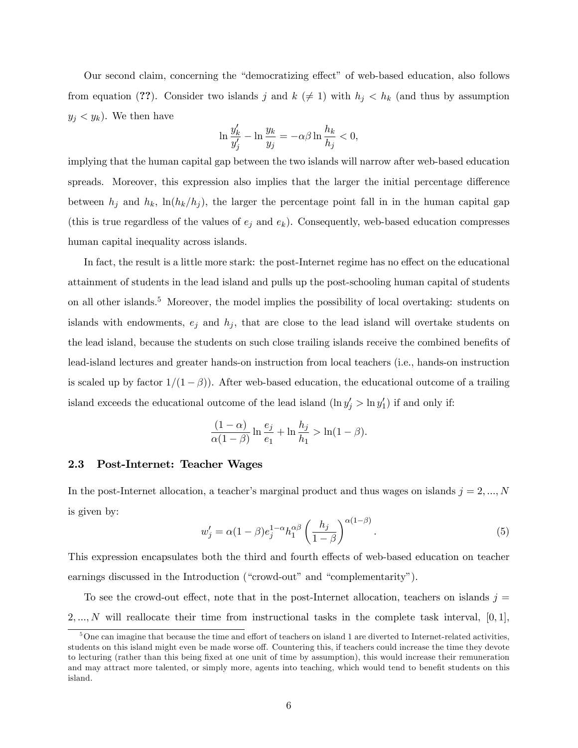Our second claim, concerning the "democratizing effect" of web-based education, also follows from equation (**??**). Consider two islands $j$ and $k$ ($\neq 1$) with $h_j < h_k$ (and thus by assumption $y_j < y_k$). We then have

$$\ln \frac{y'_k}{y'_j} - \ln \frac{y_k}{y_j} = -\alpha\beta \ln \frac{h_k}{h_j} < 0,$$

implying that the human capital gap between the two islands will narrow after web-based education spreads. Moreover, this expression also implies that the larger the initial percentage difference between $h_j$ and $h_k$, $\ln(h_k/h_j)$, the larger the percentage point fall in in the human capital gap (this is true regardless of the values of $e_j$ and $e_k$). Consequently, web-based education compresses human capital inequality across islands.

In fact, the result is a little more stark: the post-Internet regime has no effect on the educational attainment of students in the lead island and pulls up the post-schooling human capital of students on all other islands.[5] Moreover, the model implies the possibility of local overtaking: students on islands with endowments, $e_j$ and $h_j$, that are close to the lead island will overtake students on the lead island, because the students on such close trailing islands receive the combined benefits of lead-island lectures and greater hands-on instruction from local teachers (i.e., hands-on instruction is scaled up by factor $1/(1-\beta)$). After web-based education, the educational outcome of a trailing island exceeds the educational outcome of the lead island ($\ln y'_j > \ln y'_1$) if and only if:

$$\frac{(1-\alpha)}{\alpha(1-\beta)} \ln \frac{e_j}{e_1} + \ln \frac{h_j}{h_1} > \ln(1-\beta).$$

### 2.3 Post-Internet: Teacher Wages

In the post-Internet allocation, a teacher's marginal product and thus wages on islands $j = 2, ..., N$ is given by:

$$w'_j = \alpha(1-\beta) e_j^{1-\alpha} h_1^{\alpha\beta} \left( \frac{h_j}{1-\beta} \right)^{\alpha(1-\beta)}. \tag{5}$$

This expression encapsulates both the third and fourth effects of web-based education on teacher earnings discussed in the Introduction ("crowd-out" and "complementarity").

To see the crowd-out effect, note that in the post-Internet allocation, teachers on islands $j = 2, ..., N$ will reallocate their time from instructional tasks in the complete task interval, $[0, 1]$,

[5] One can imagine that because the time and effort of teachers on island 1 are diverted to Internet-related activities, students on this island might even be made worse off. Countering this, if teachers could increase the time they devote to lecturing (rather than this being fixed at one unit of time by assumption), this would increase their remuneration and may attract more talented, or simply more, agents into teaching, which would tend to benefit students on this island.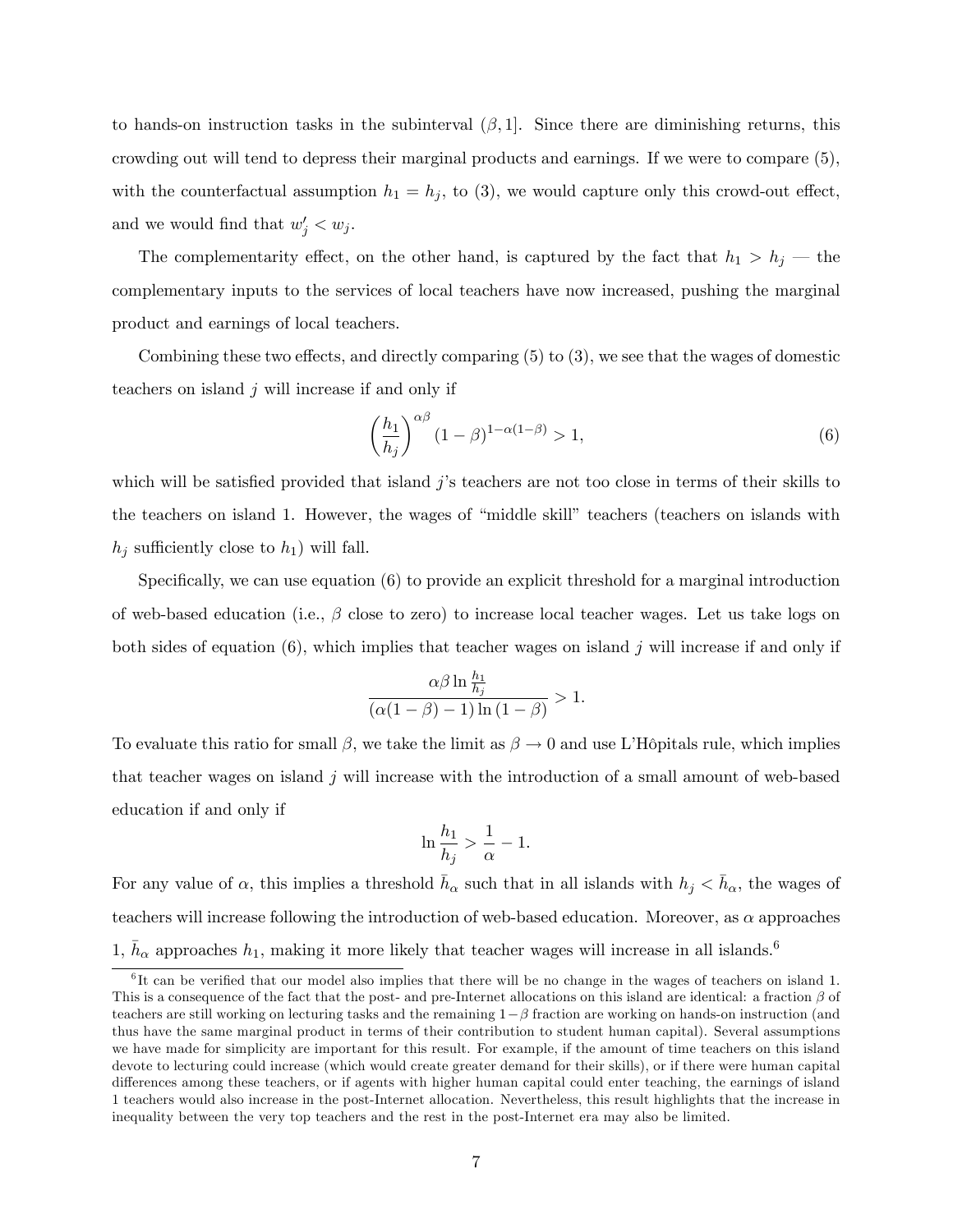to hands-on instruction tasks in the subinterval $(\beta, 1]$. Since there are diminishing returns, this crowding out will tend to depress their marginal products and earnings. If we were to compare (5), with the counterfactual assumption $h_1 = h_j$, to (3), we would capture only this crowd-out effect, and we would find that $w_j' < w_j$.

The complementarity effect, on the other hand, is captured by the fact that $h_1 > h_j$ — the complementary inputs to the services of local teachers have now increased, pushing the marginal product and earnings of local teachers.

Combining these two effects, and directly comparing (5) to (3), we see that the wages of domestic teachers on island $j$ will increase if and only if

$$\left(\frac{h_1}{h_j}\right)^{\alpha\beta} (1-\beta)^{1-\alpha(1-\beta)} > 1, \tag{6}$$

which will be satisfied provided that island $j$'s teachers are not too close in terms of their skills to the teachers on island 1. However, the wages of "middle skill" teachers (teachers on islands with $h_j$ sufficiently close to $h_1$) will fall.

Specifically, we can use equation (6) to provide an explicit threshold for a marginal introduction of web-based education (i.e., $\beta$ close to zero) to increase local teacher wages. Let us take logs on both sides of equation (6), which implies that teacher wages on island $j$ will increase if and only if

$$\frac{\alpha\beta \ln \frac{h_1}{h_j}}{(\alpha(1-\beta)-1)\ln(1-\beta)} > 1.$$

To evaluate this ratio for small $\beta$, we take the limit as $\beta \to 0$ and use L'Hôpitals rule, which implies that teacher wages on island $j$ will increase with the introduction of a small amount of web-based education if and only if

$$\ln \frac{h_1}{h_j} > \frac{1}{\alpha} - 1.$$

For any value of $\alpha$, this implies a threshold $\bar{h}_\alpha$ such that in all islands with $h_j < \bar{h}_\alpha$, the wages of teachers will increase following the introduction of web-based education. Moreover, as $\alpha$ approaches 1, $\bar{h}_\alpha$ approaches $h_1$, making it more likely that teacher wages will increase in all islands.[6]

[6] It can be verified that our model also implies that there will be no change in the wages of teachers on island 1. This is a consequence of the fact that the post- and pre-Internet allocations on this island are identical: a fraction $\beta$ of teachers are still working on lecturing tasks and the remaining $1-\beta$ fraction are working on hands-on instruction (and thus have the same marginal product in terms of their contribution to student human capital). Several assumptions we have made for simplicity are important for this result. For example, if the amount of time teachers on this island devote to lecturing could increase (which would create greater demand for their skills), or if there were human capital differences among these teachers, or if agents with higher human capital could enter teaching, the earnings of island 1 teachers would also increase in the post-Internet allocation. Nevertheless, this result highlights that the increase in inequality between the very top teachers and the rest in the post-Internet era may also be limited.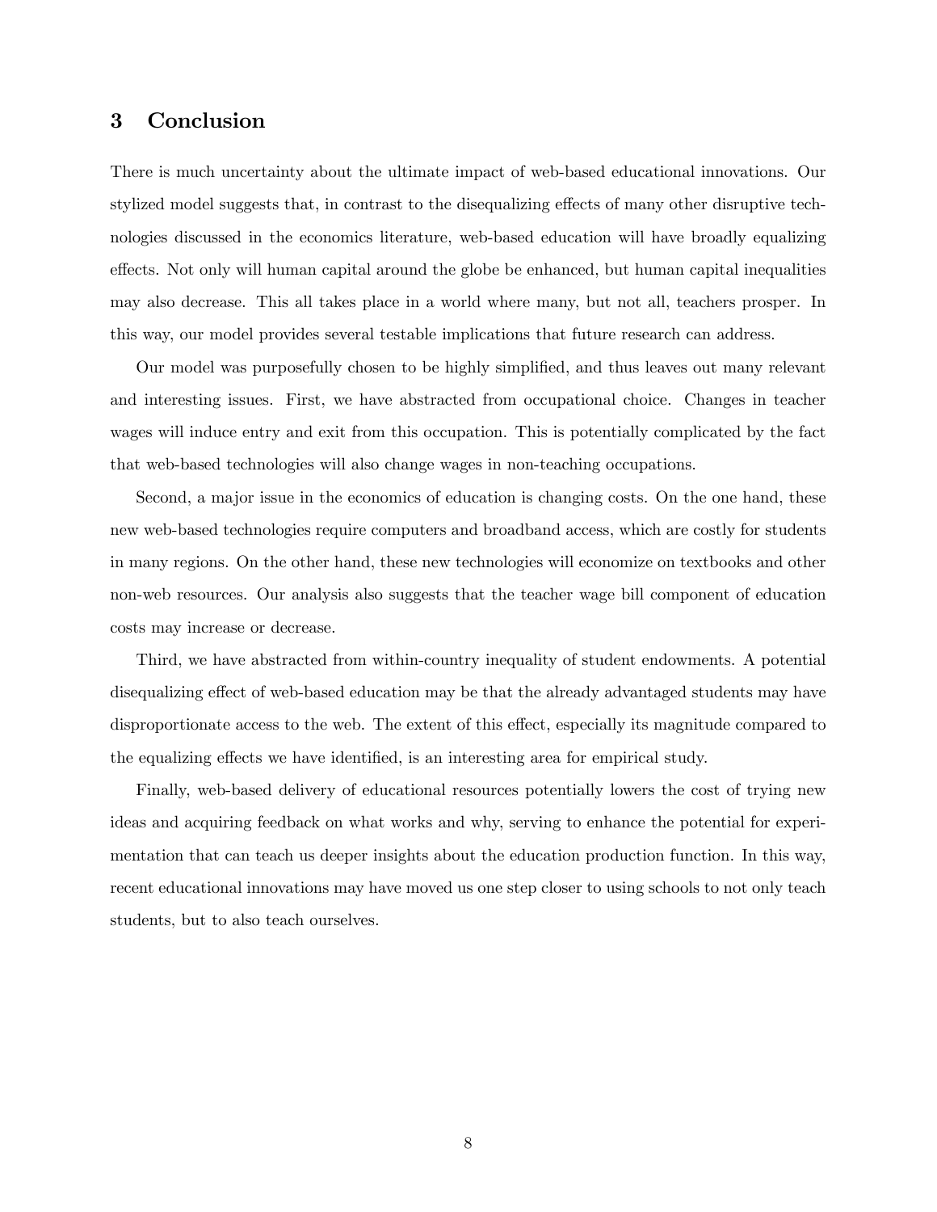## 3 Conclusion

There is much uncertainty about the ultimate impact of web-based educational innovations. Our stylized model suggests that, in contrast to the disequalizing effects of many other disruptive technologies discussed in the economics literature, web-based education will have broadly equalizing effects. Not only will human capital around the globe be enhanced, but human capital inequalities may also decrease. This all takes place in a world where many, but not all, teachers prosper. In this way, our model provides several testable implications that future research can address.

Our model was purposefully chosen to be highly simplified, and thus leaves out many relevant and interesting issues. First, we have abstracted from occupational choice. Changes in teacher wages will induce entry and exit from this occupation. This is potentially complicated by the fact that web-based technologies will also change wages in non-teaching occupations.

Second, a major issue in the economics of education is changing costs. On the one hand, these new web-based technologies require computers and broadband access, which are costly for students in many regions. On the other hand, these new technologies will economize on textbooks and other non-web resources. Our analysis also suggests that the teacher wage bill component of education costs may increase or decrease.

Third, we have abstracted from within-country inequality of student endowments. A potential disequalizing effect of web-based education may be that the already advantaged students may have disproportionate access to the web. The extent of this effect, especially its magnitude compared to the equalizing effects we have identified, is an interesting area for empirical study.

Finally, web-based delivery of educational resources potentially lowers the cost of trying new ideas and acquiring feedback on what works and why, serving to enhance the potential for experimentation that can teach us deeper insights about the education production function. In this way, recent educational innovations may have moved us one step closer to using schools to not only teach students, but to also teach ourselves.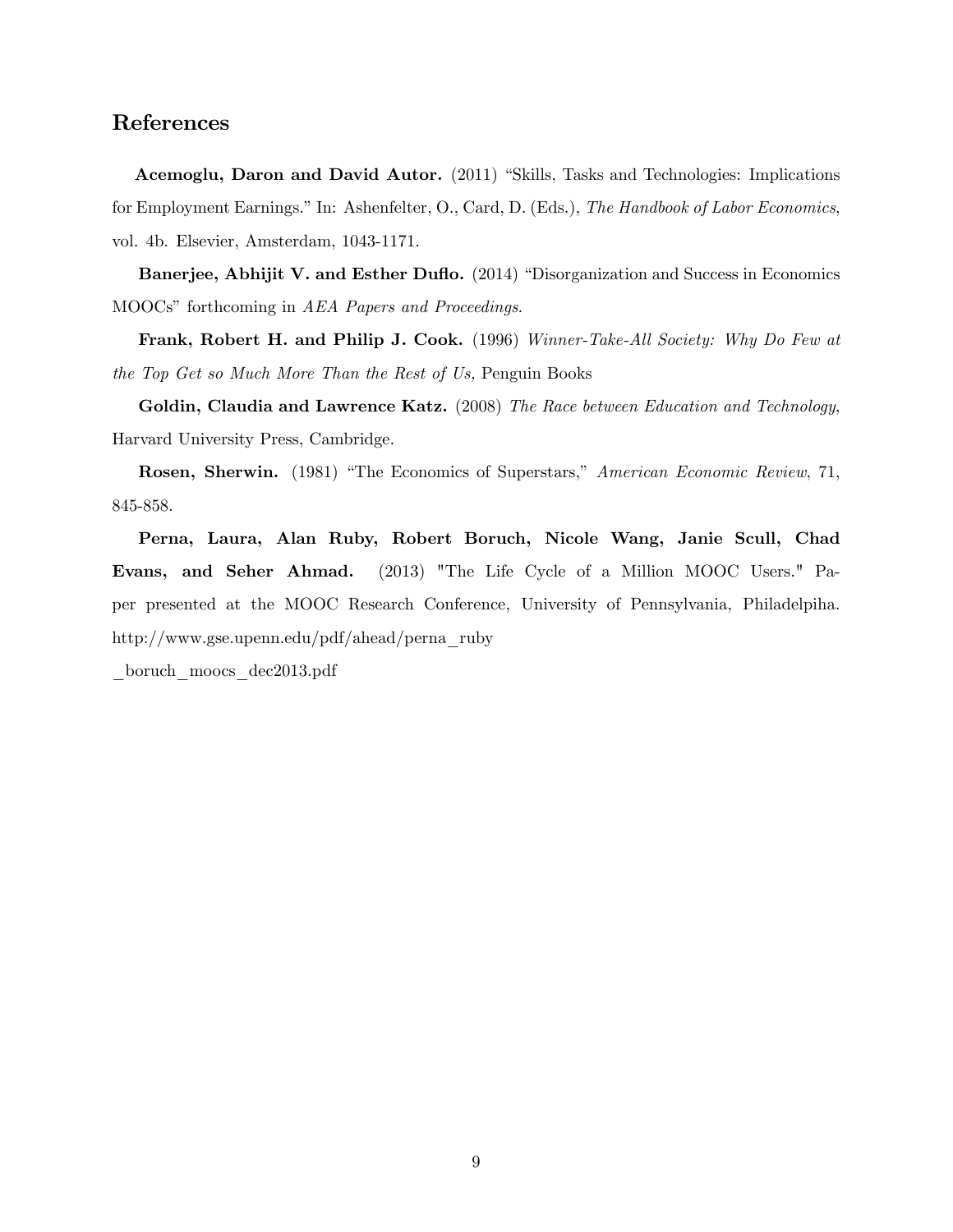## References

**Acemoglu, Daron and David Autor.** (2011) "Skills, Tasks and Technologies: Implications for Employment Earnings." In: Ashenfelter, O., Card, D. (Eds.), *The Handbook of Labor Economics*, vol. 4b. Elsevier, Amsterdam, 1043-1171.

**Banerjee, Abhijit V. and Esther Duflo.** (2014) "Disorganization and Success in Economics MOOCs" forthcoming in *AEA Papers and Proceedings*.

**Frank, Robert H. and Philip J. Cook.** (1996) *Winner-Take-All Society: Why Do Few at the Top Get so Much More Than the Rest of Us,* Penguin Books

**Goldin, Claudia and Lawrence Katz.** (2008) *The Race between Education and Technology*, Harvard University Press, Cambridge.

**Rosen, Sherwin.** (1981) "The Economics of Superstars," *American Economic Review*, 71, 845-858.

**Perna, Laura, Alan Ruby, Robert Boruch, Nicole Wang, Janie Scull, Chad Evans, and Seher Ahmad.** (2013) "The Life Cycle of a Million MOOC Users." Paper presented at the MOOC Research Conference, University of Pennsylvania, Philadelpiha. http://www.gse.upenn.edu/pdf/ahead/perna_ruby_boruch_moocs_dec2013.pdf